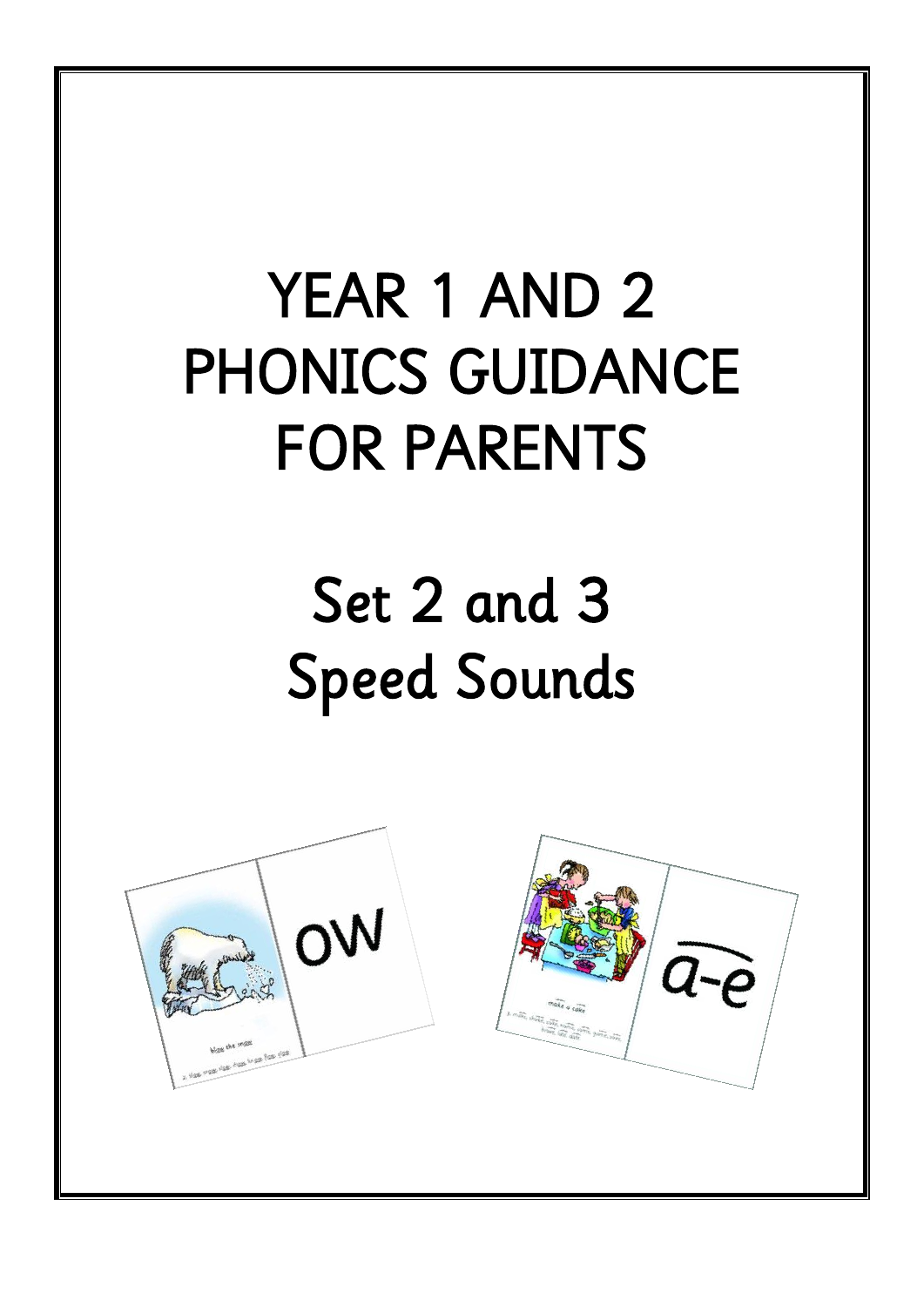# YEAR 1 AND 2 PHONICS GUIDANCE FOR PARENTS

## Set 2 and 3 Speed Sounds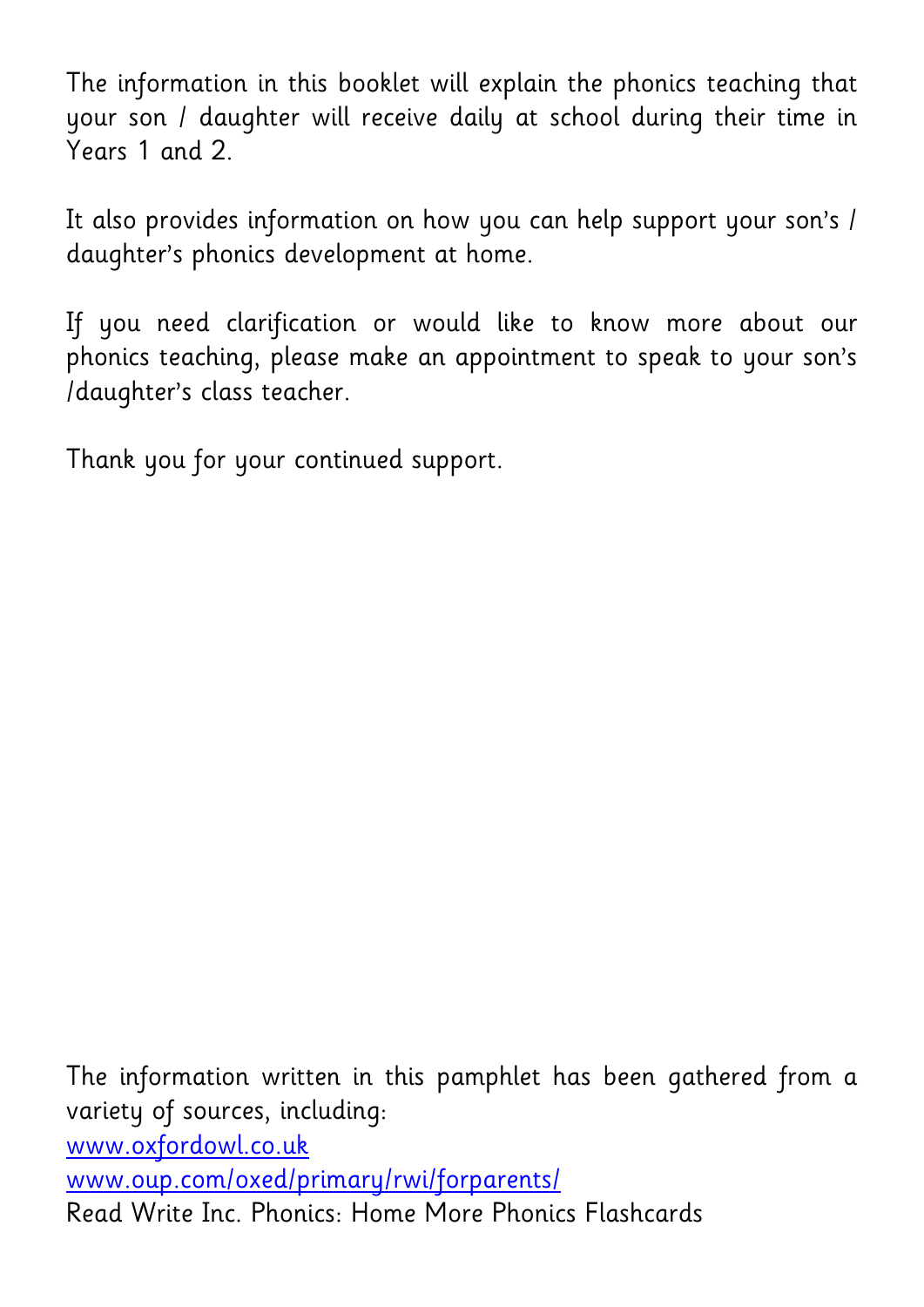The information in this booklet will explain the phonics teaching that your son / daughter will receive daily at school during their time in Years 1 and 2.

It also provides information on how you can help support your son's / daughter's phonics development at home.

If you need clarification or would like to know more about our phonics teaching, please make an appointment to speak to your son's /daughter's class teacher.

Thank you for your continued support.

The information written in this pamphlet has been gathered from a variety of sources, including:
[www.oxfordowl.co.uk](http://www.oxfordowl.co.uk)
[www.oup.com/oxed/primary/rwi/forparents/](http://www.oup.com/oxed/primary/rwi/forparents/)
Read Write Inc. Phonics: Home More Phonics Flashcards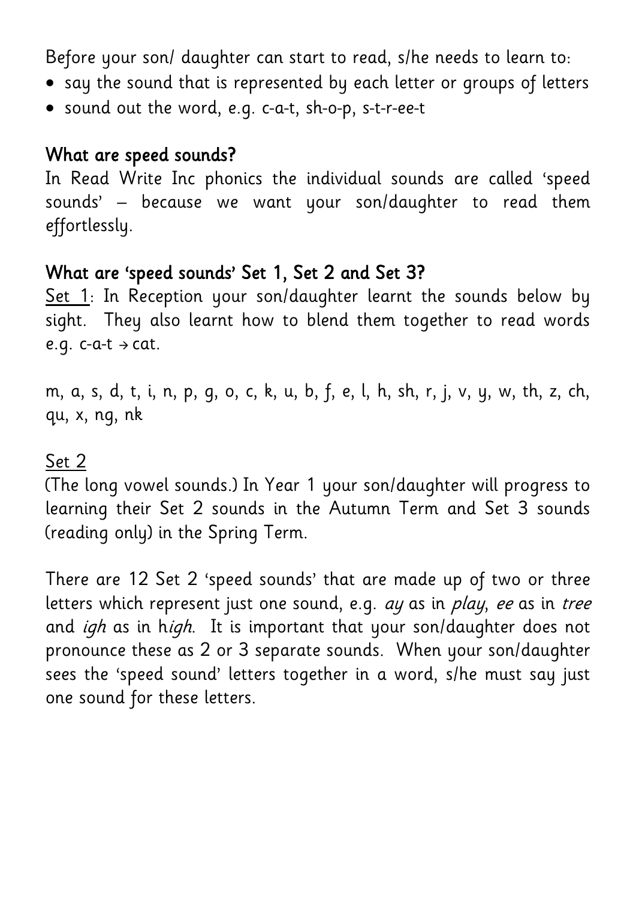Before your son/ daughter can start to read, s/he needs to learn to:

- say the sound that is represented by each letter or groups of letters
- sound out the word, e.g. c-a-t, sh-o-p, s-t-r-ee-t

## What are speed sounds?

In Read Write Inc phonics the individual sounds are called 'speed sounds' – because we want your son/daughter to read them effortlessly.

## What are 'speed sounds' Set 1, Set 2 and Set 3?

<u>Set 1</u>: In Reception your son/daughter learnt the sounds below by sight. They also learnt how to blend them together to read words e.g. c-a-t → cat.

m, a, s, d, t, i, n, p, g, o, c, k, u, b, f, e, l, h, sh, r, j, v, y, w, th, z, ch, qu, x, ng, nk

<u>Set 2</u>

(The long vowel sounds.) In Year 1 your son/daughter will progress to learning their Set 2 sounds in the Autumn Term and Set 3 sounds (reading only) in the Spring Term.

There are 12 Set 2 'speed sounds' that are made up of two or three letters which represent just one sound, e.g. *ay* as in *play*, *ee* as in *tree* and *igh* as in h*igh*. It is important that your son/daughter does not pronounce these as 2 or 3 separate sounds. When your son/daughter sees the 'speed sound' letters together in a word, s/he must say just one sound for these letters.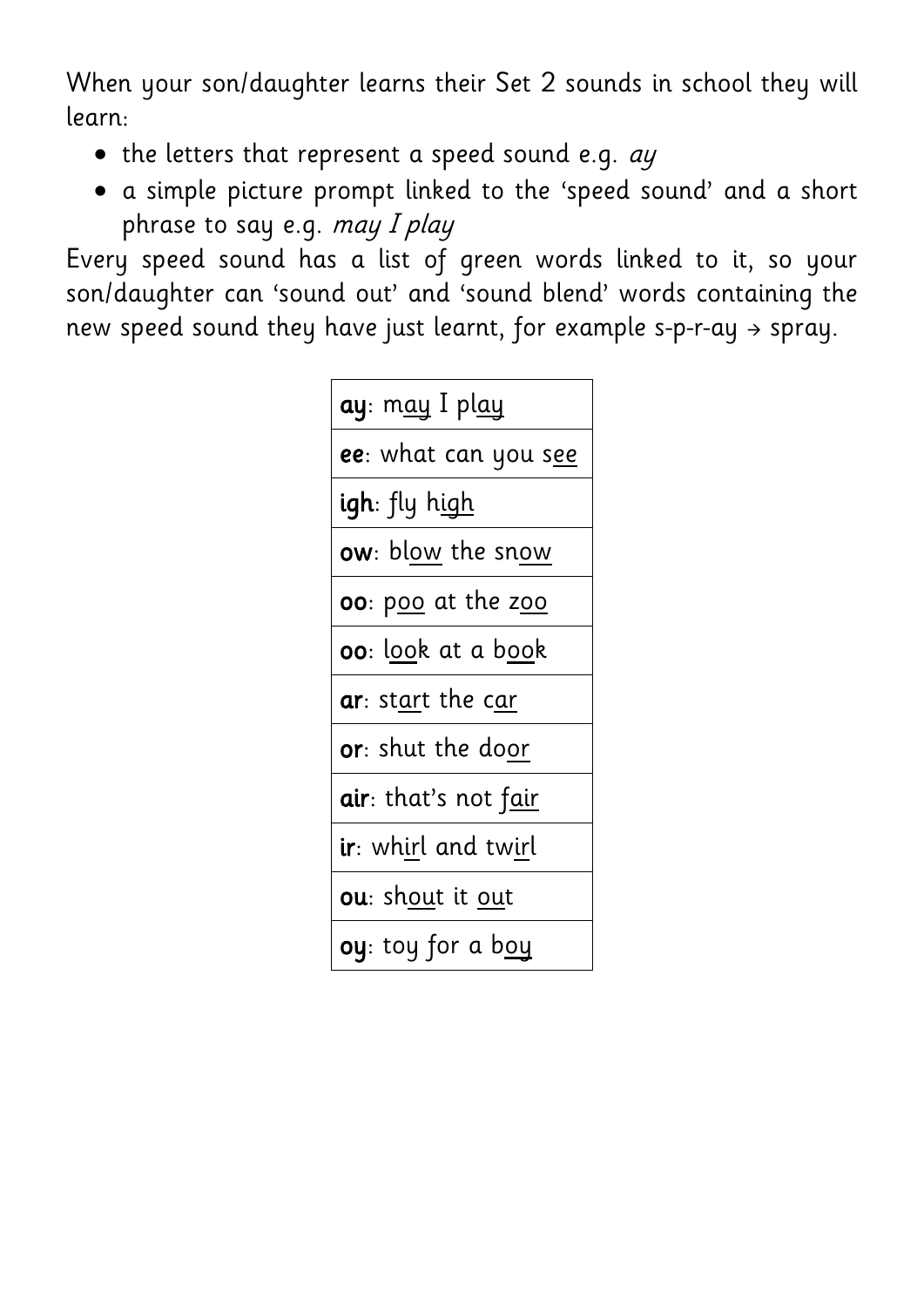When your son/daughter learns their Set 2 sounds in school they will learn:

- the letters that represent a speed sound e.g. *ay*
- a simple picture prompt linked to the 'speed sound' and a short phrase to say e.g. *may I play*

Every speed sound has a list of green words linked to it, so your son/daughter can 'sound out' and 'sound blend' words containing the new speed sound they have just learnt, for example s-p-r-ay → spray.

| |
|---|
| **ay**: m<u>ay</u> I pl<u>ay</u> |
| **ee**: what can you s<u>ee</u> |
| **igh**: fly h<u>igh</u> |
| **ow**: bl<u>ow</u> the sn<u>ow</u> |
| **oo**: p<u>oo</u> at the z<u>oo</u> |
| **oo**: l<u>oo</u>k at a b<u>oo</u>k |
| **ar**: st<u>ar</u>t the c<u>ar</u> |
| **or**: shut the do<u>or</u> |
| **air**: that's not f<u>air</u> |
| **ir**: wh<u>ir</u>l and tw<u>ir</u>l |
| **ou**: sh<u>ou</u>t it <u>ou</u>t |
| **oy**: toy for a b<u>oy</u> |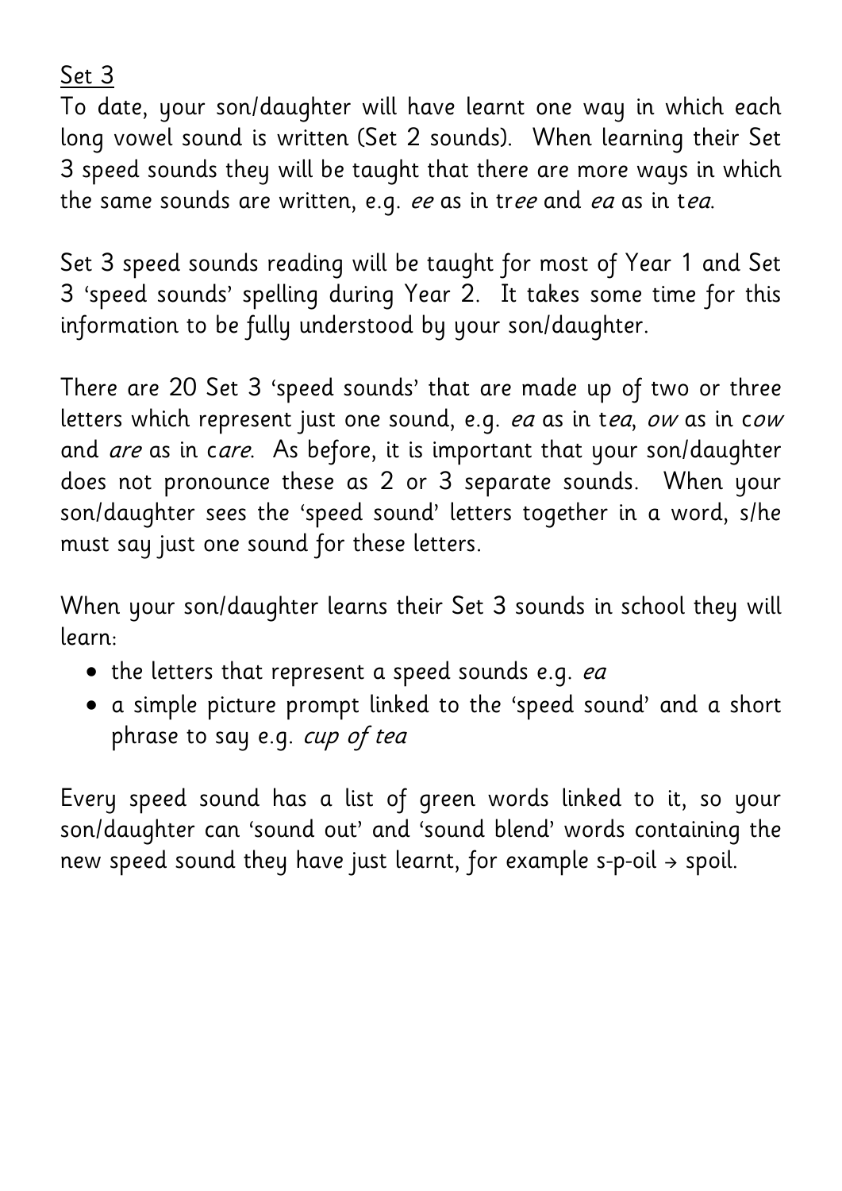Set 3

To date, your son/daughter will have learnt one way in which each long vowel sound is written (Set 2 sounds). When learning their Set 3 speed sounds they will be taught that there are more ways in which the same sounds are written, e.g. *ee* as in tr*ee* and *ea* as in t*ea*.

Set 3 speed sounds reading will be taught for most of Year 1 and Set 3 'speed sounds' spelling during Year 2. It takes some time for this information to be fully understood by your son/daughter.

There are 20 Set 3 'speed sounds' that are made up of two or three letters which represent just one sound, e.g. *ea* as in t*ea*, *ow* as in c*ow* and *are* as in c*are*. As before, it is important that your son/daughter does not pronounce these as 2 or 3 separate sounds. When your son/daughter sees the 'speed sound' letters together in a word, s/he must say just one sound for these letters.

When your son/daughter learns their Set 3 sounds in school they will learn:

- the letters that represent a speed sounds e.g. *ea*
- a simple picture prompt linked to the 'speed sound' and a short phrase to say e.g. *cup of tea*

Every speed sound has a list of green words linked to it, so your son/daughter can 'sound out' and 'sound blend' words containing the new speed sound they have just learnt, for example s-p-oil → spoil.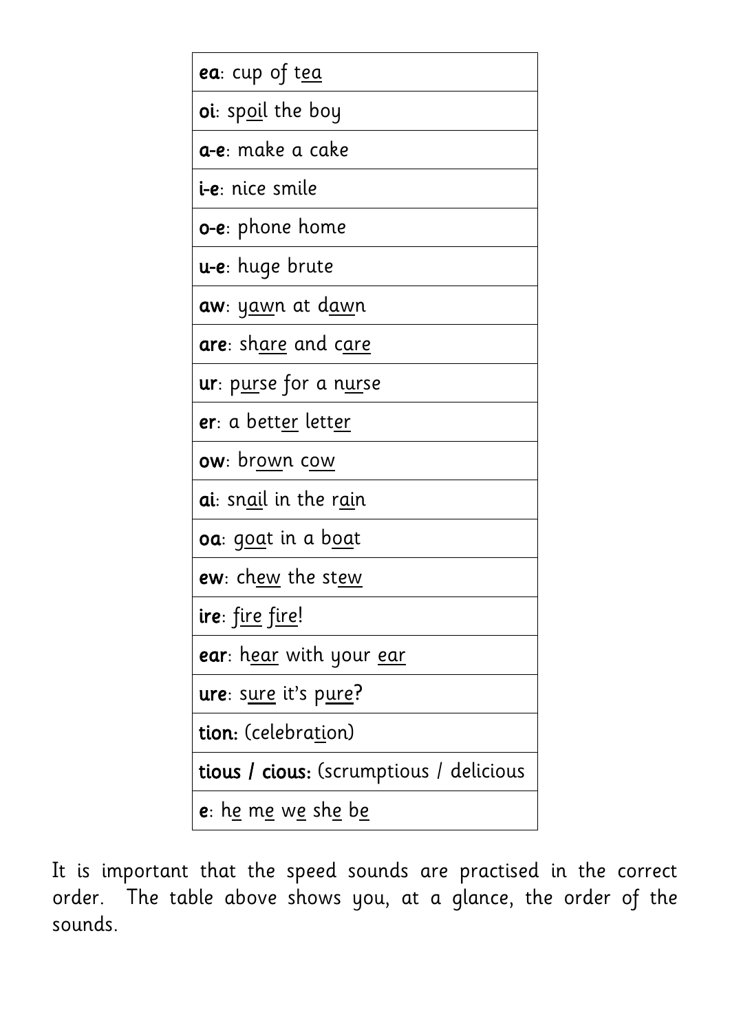| |
|---|
| **ea**: cup of t<u>ea</u> |
| **oi**: sp<u>oi</u>l the boy |
| **a-e**: make a cake |
| **i-e**: nice smile |
| **o-e**: phone home |
| **u-e**: huge brute |
| **aw**: y<u>aw</u>n at d<u>aw</u>n |
| **are**: sh<u>are</u> and c<u>are</u> |
| **ur**: p<u>ur</u>se for a n<u>ur</u>se |
| **er**: a bett<u>er</u> lett<u>er</u> |
| **ow**: br<u>ow</u>n c<u>ow</u> |
| **ai**: sn<u>ai</u>l in the r<u>ai</u>n |
| **oa**: g<u>oa</u>t in a b<u>oa</u>t |
| **ew**: ch<u>ew</u> the st<u>ew</u> |
| **ire**: f<u>ire</u> f<u>ire</u>! |
| **ear**: h<u>ear</u> with your <u>ear</u> |
| **ure**: s<u>ure</u> it's p<u>ure</u>? |
| **tion:** (celebra<u>ti</u>on) |
| **tious / cious:** (scrumptious / delicious |
| **e**: h<u>e</u> m<u>e</u> w<u>e</u> sh<u>e</u> b<u>e</u> |

It is important that the speed sounds are practised in the correct order. The table above shows you, at a glance, the order of the sounds.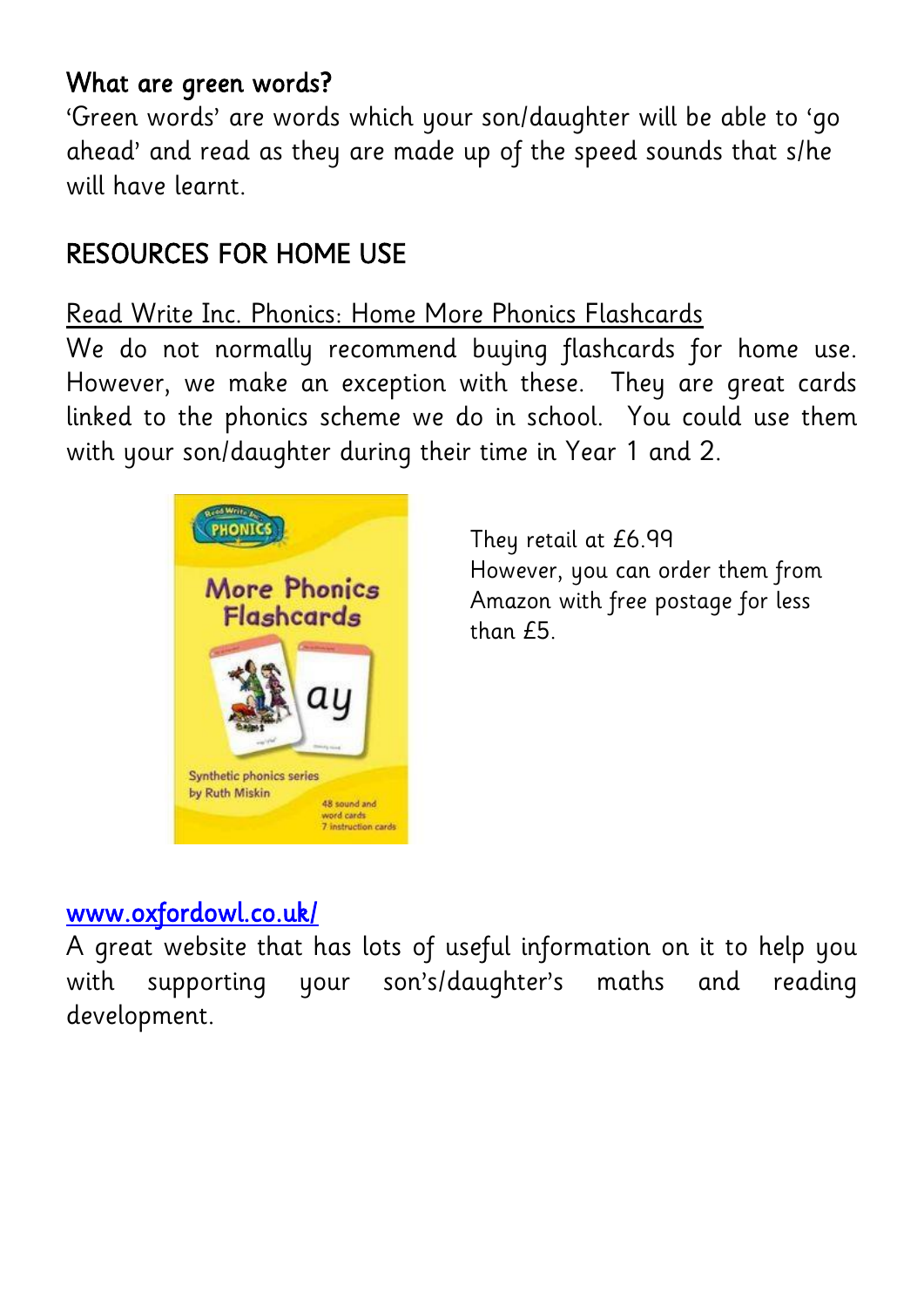## What are green words?

'Green words' are words which your son/daughter will be able to 'go ahead' and read as they are made up of the speed sounds that s/he will have learnt.

## RESOURCES FOR HOME USE

Read Write Inc. Phonics: Home More Phonics Flashcards

We do not normally recommend buying flashcards for home use. However, we make an exception with these. They are great cards linked to the phonics scheme we do in school. You could use them with your son/daughter during their time in Year 1 and 2.

They retail at £6.99
However, you can order them from Amazon with free postage for less than £5.

[www.oxfordowl.co.uk/](http://www.oxfordowl.co.uk/)

A great website that has lots of useful information on it to help you with supporting your son's/daughter's maths and reading development.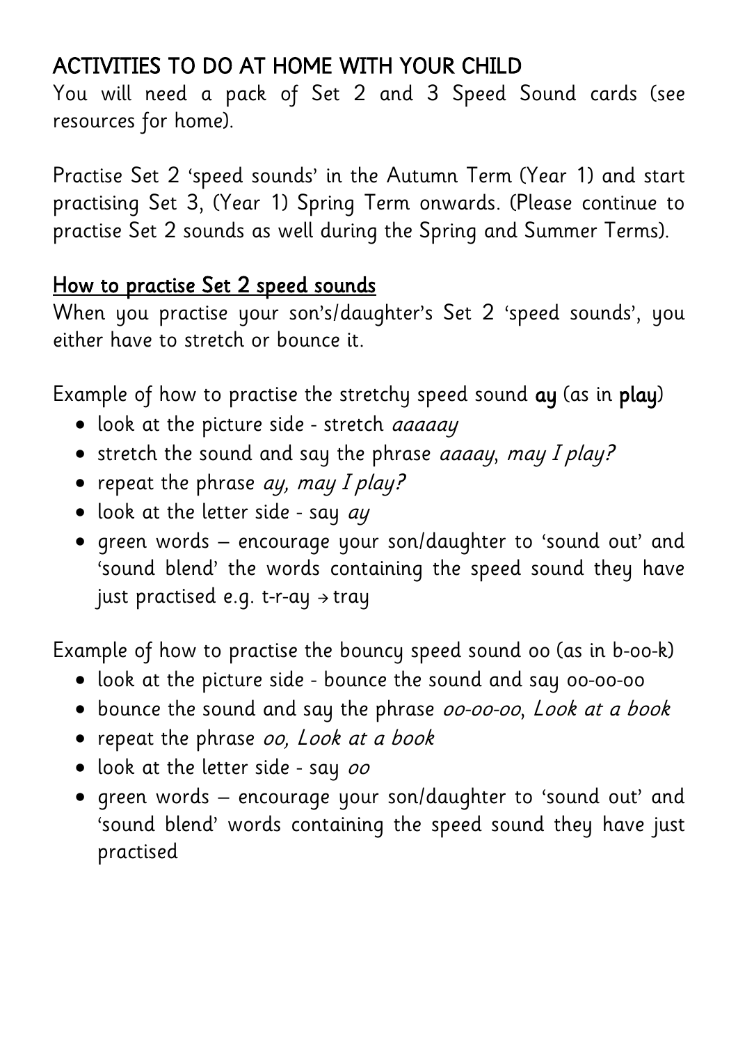## ACTIVITIES TO DO AT HOME WITH YOUR CHILD

You will need a pack of Set 2 and 3 Speed Sound cards (see resources for home).

Practise Set 2 'speed sounds' in the Autumn Term (Year 1) and start practising Set 3, (Year 1) Spring Term onwards. (Please continue to practise Set 2 sounds as well during the Spring and Summer Terms).

### <u>How to practise Set 2 speed sounds</u>

When you practise your son's/daughter's Set 2 'speed sounds', you either have to stretch or bounce it.

Example of how to practise the stretchy speed sound **ay** (as in **play**)

- look at the picture side - stretch *aaaaay*
- stretch the sound and say the phrase *aaaay*, *may I play?*
- repeat the phrase *ay, may I play?*
- look at the letter side - say *ay*
- green words – encourage your son/daughter to 'sound out' and 'sound blend' the words containing the speed sound they have just practised e.g. t-r-ay → tray

Example of how to practise the bouncy speed sound oo (as in b-oo-k)

- look at the picture side - bounce the sound and say oo-oo-oo
- bounce the sound and say the phrase *oo-oo-oo*, *Look at a book*
- repeat the phrase *oo, Look at a book*
- look at the letter side - say *oo*
- green words – encourage your son/daughter to 'sound out' and 'sound blend' words containing the speed sound they have just practised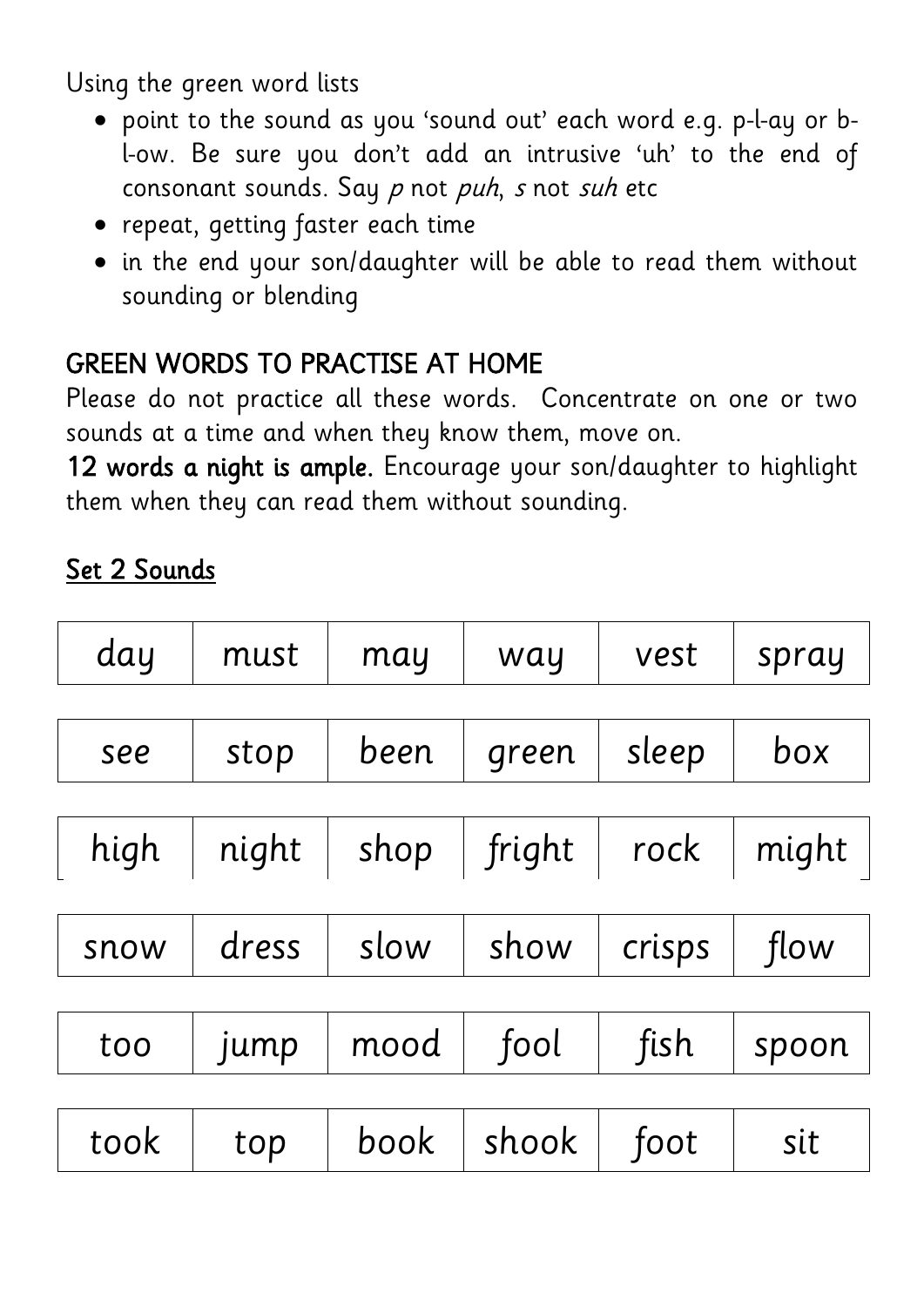Using the green word lists

- point to the sound as you 'sound out' each word e.g. p-l-ay or b-l-ow. Be sure you don't add an intrusive 'uh' to the end of consonant sounds. Say *p* not *puh*, *s* not *suh* etc
- repeat, getting faster each time
- in the end your son/daughter will be able to read them without sounding or blending

## GREEN WORDS TO PRACTISE AT HOME

Please do not practice all these words. Concentrate on one or two sounds at a time and when they know them, move on.

**12 words a night is ample.** Encourage your son/daughter to highlight them when they can read them without sounding.

### Set 2 Sounds

| day | must | may | way | vest | spray |
|---|---|---|---|---|---|
| see | stop | been | green | sleep | box |
| high | night | shop | fright | rock | might |
| snow | dress | slow | show | crisps | flow |
| too | jump | mood | fool | fish | spoon |
| took | top | book | shook | foot | sit |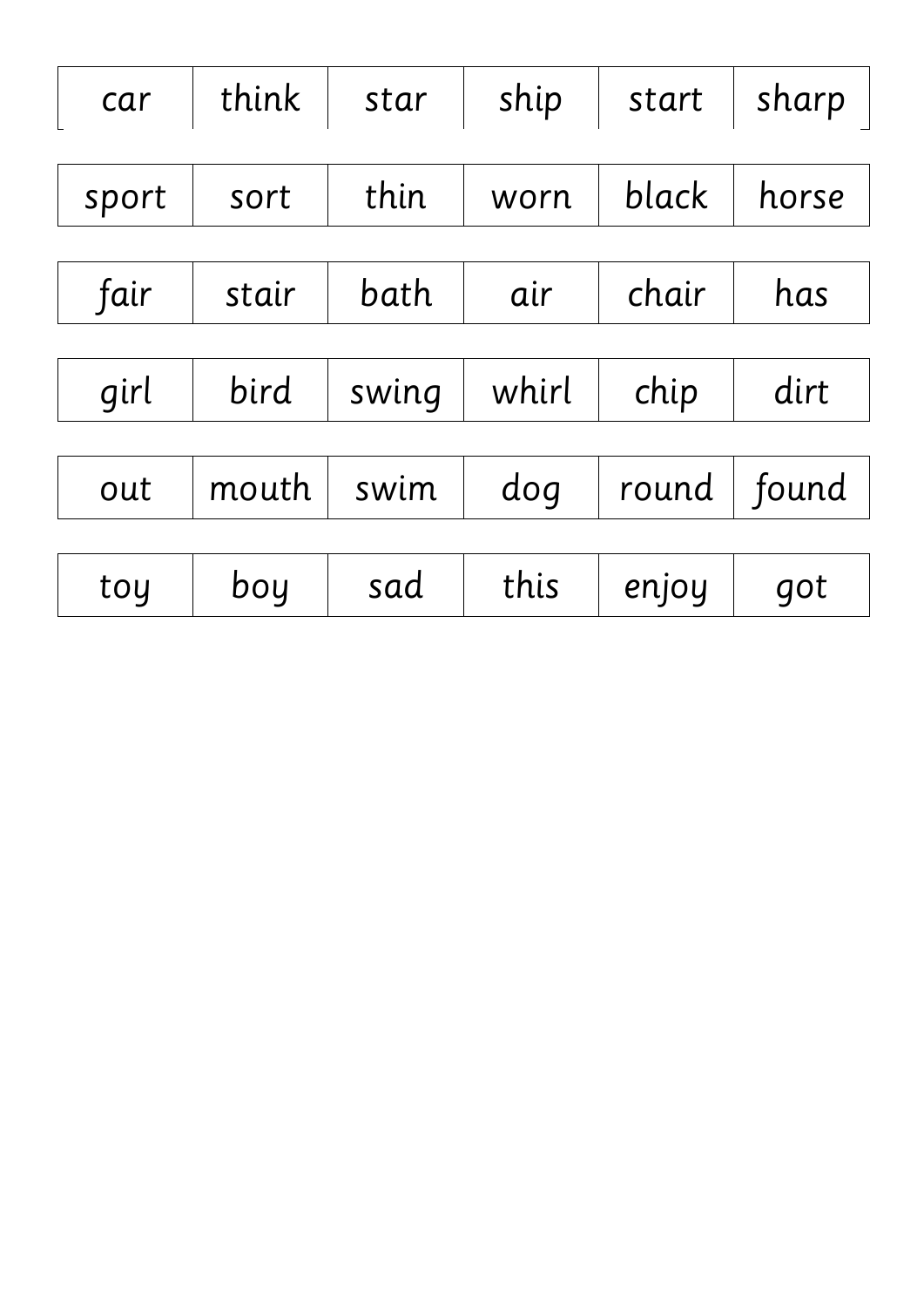| car | think | star | ship | start | sharp |
| --- | --- | --- | --- | --- | --- |

| sport | sort | thin | worn | black | horse |
| --- | --- | --- | --- | --- | --- |

| fair | stair | bath | air | chair | has |
| --- | --- | --- | --- | --- | --- |

| girl | bird | swing | whirl | chip | dirt |
| --- | --- | --- | --- | --- | --- |

| out | mouth | swim | dog | round | found |
| --- | --- | --- | --- | --- | --- |

| toy | boy | sad | this | enjoy | got |
| --- | --- | --- | --- | --- | --- |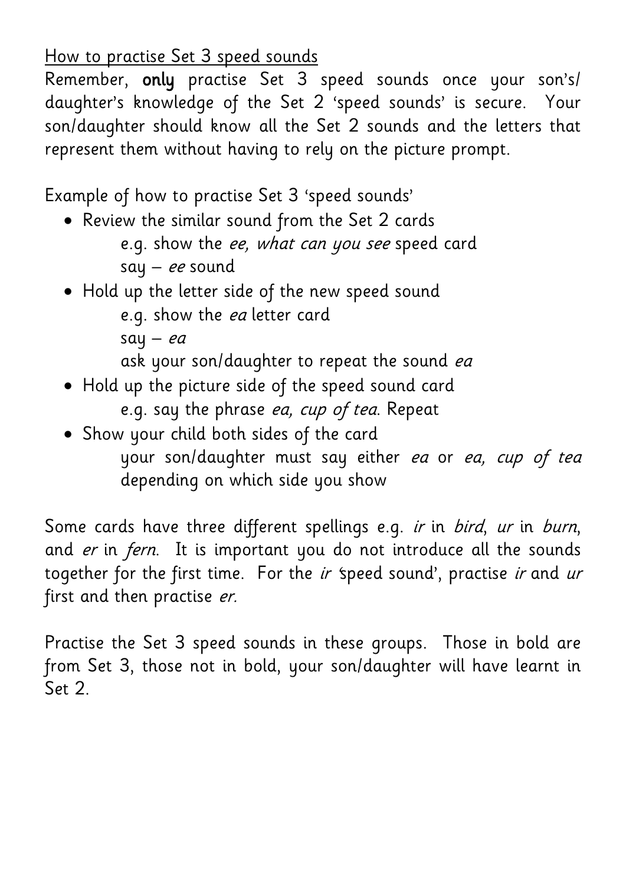How to practise Set 3 speed sounds

Remember, **only** practise Set 3 speed sounds once your son's/ daughter's knowledge of the Set 2 'speed sounds' is secure. Your son/daughter should know all the Set 2 sounds and the letters that represent them without having to rely on the picture prompt.

Example of how to practise Set 3 'speed sounds'

- Review the similar sound from the Set 2 cards
  e.g. show the *ee, what can you see* speed card
  say – *ee* sound
- Hold up the letter side of the new speed sound
  e.g. show the *ea* letter card
  say – *ea*
  ask your son/daughter to repeat the sound *ea*
- Hold up the picture side of the speed sound card
  e.g. say the phrase *ea, cup of tea*. Repeat
- Show your child both sides of the card
  your son/daughter must say either *ea* or *ea, cup of tea* depending on which side you show

Some cards have three different spellings e.g. *ir* in *bird*, *ur* in *burn*, and *er* in *fern*. It is important you do not introduce all the sounds together for the first time. For the *ir* 'speed sound', practise *ir* and *ur* first and then practise *er.*

Practise the Set 3 speed sounds in these groups. Those in bold are from Set 3, those not in bold, your son/daughter will have learnt in Set 2.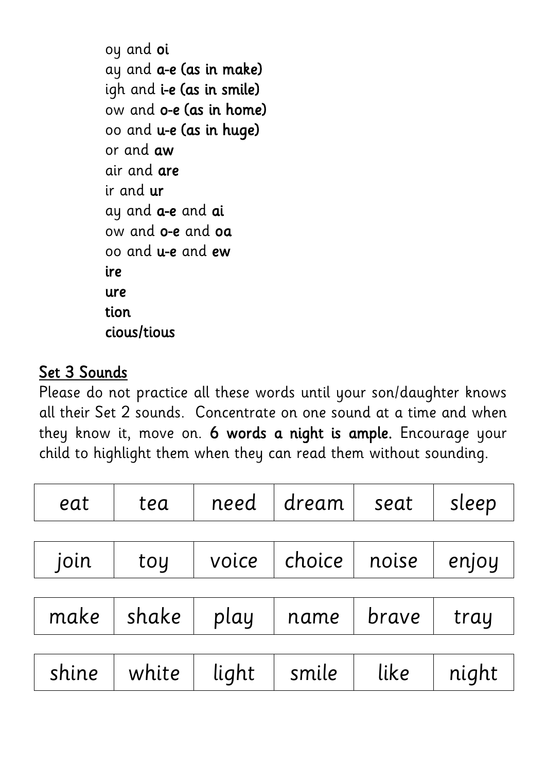oy and **oi**
ay and **a-e (as in make)**
igh and **i-e (as in smile)**
ow and **o-e (as in home)**
oo and **u-e (as in huge)**
or and **aw**
air and **are**
ir and **ur**
ay and **a-e** and **ai**
ow and **o-e** and **oa**
oo and **u-e** and **ew**
**ire**
**ure**
**tion**
**cious/tious**

## Set 3 Sounds

Please do not practice all these words until your son/daughter knows all their Set 2 sounds. Concentrate on one sound at a time and when they know it, move on. **6 words a night is ample.** Encourage your child to highlight them when they can read them without sounding.

| eat | tea | need | dream | seat | sleep |
|---|---|---|---|---|---|

| join | toy | voice | choice | noise | enjoy |
|---|---|---|---|---|---|

| make | shake | play | name | brave | tray |
|---|---|---|---|---|---|

| shine | white | light | smile | like | night |
|---|---|---|---|---|---|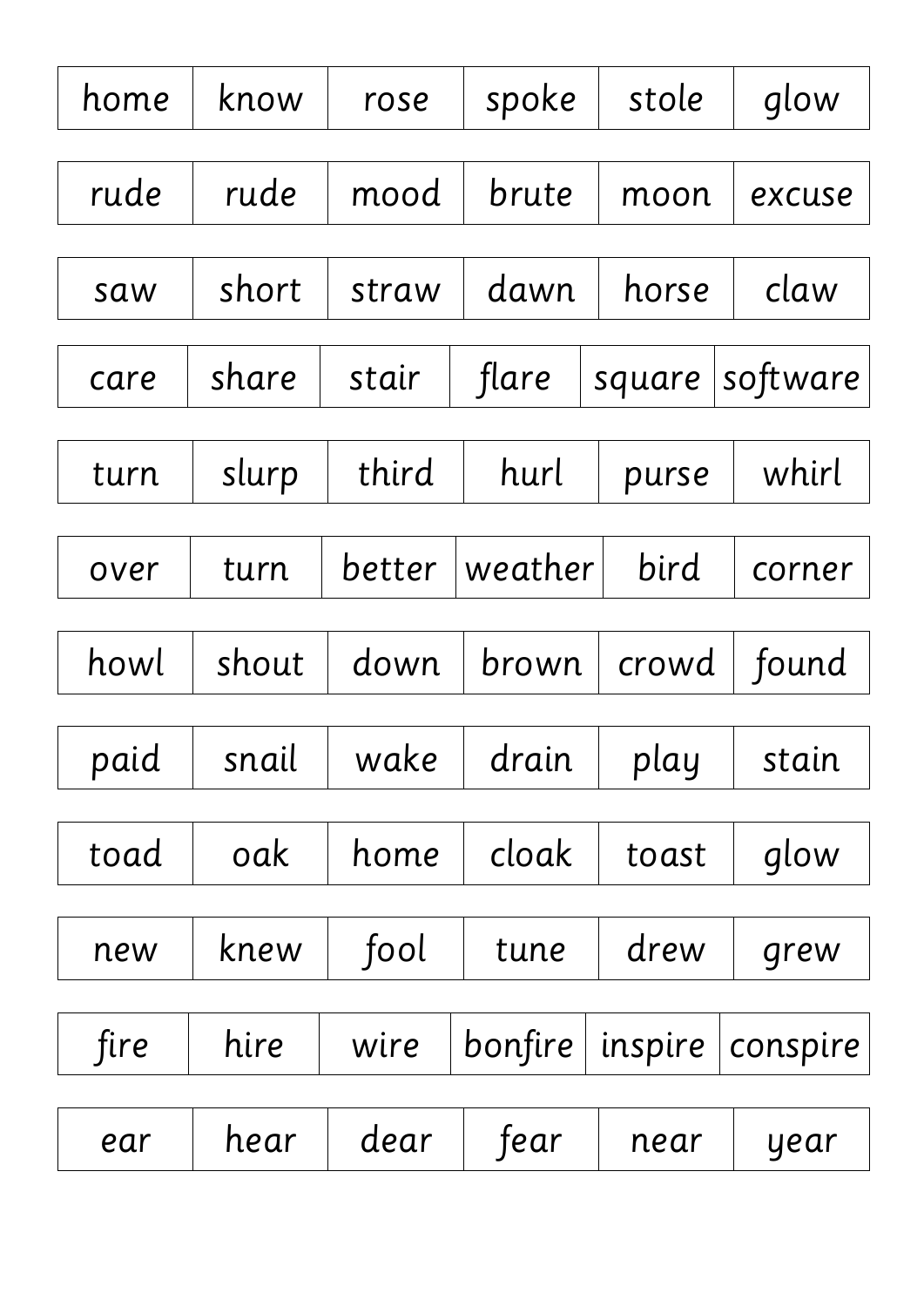| home | know | rose | spoke | stole | glow |
|---|---|---|---|---|---|

| rude | rude | mood | brute | moon | excuse |
|---|---|---|---|---|---|

| saw | short | straw | dawn | horse | claw |
|---|---|---|---|---|---|

| care | share | stair | flare | square | software |
|---|---|---|---|---|---|

| turn | slurp | third | hurl | purse | whirl |
|---|---|---|---|---|---|

| over | turn | better | weather | bird | corner |
|---|---|---|---|---|---|

| howl | shout | down | brown | crowd | found |
|---|---|---|---|---|---|

| paid | snail | wake | drain | play | stain |
|---|---|---|---|---|---|

| toad | oak | home | cloak | toast | glow |
|---|---|---|---|---|---|

| new | knew | fool | tune | drew | grew |
|---|---|---|---|---|---|

| fire | hire | wire | bonfire | inspire | conspire |
|---|---|---|---|---|---|

| ear | hear | dear | fear | near | year |
|---|---|---|---|---|---|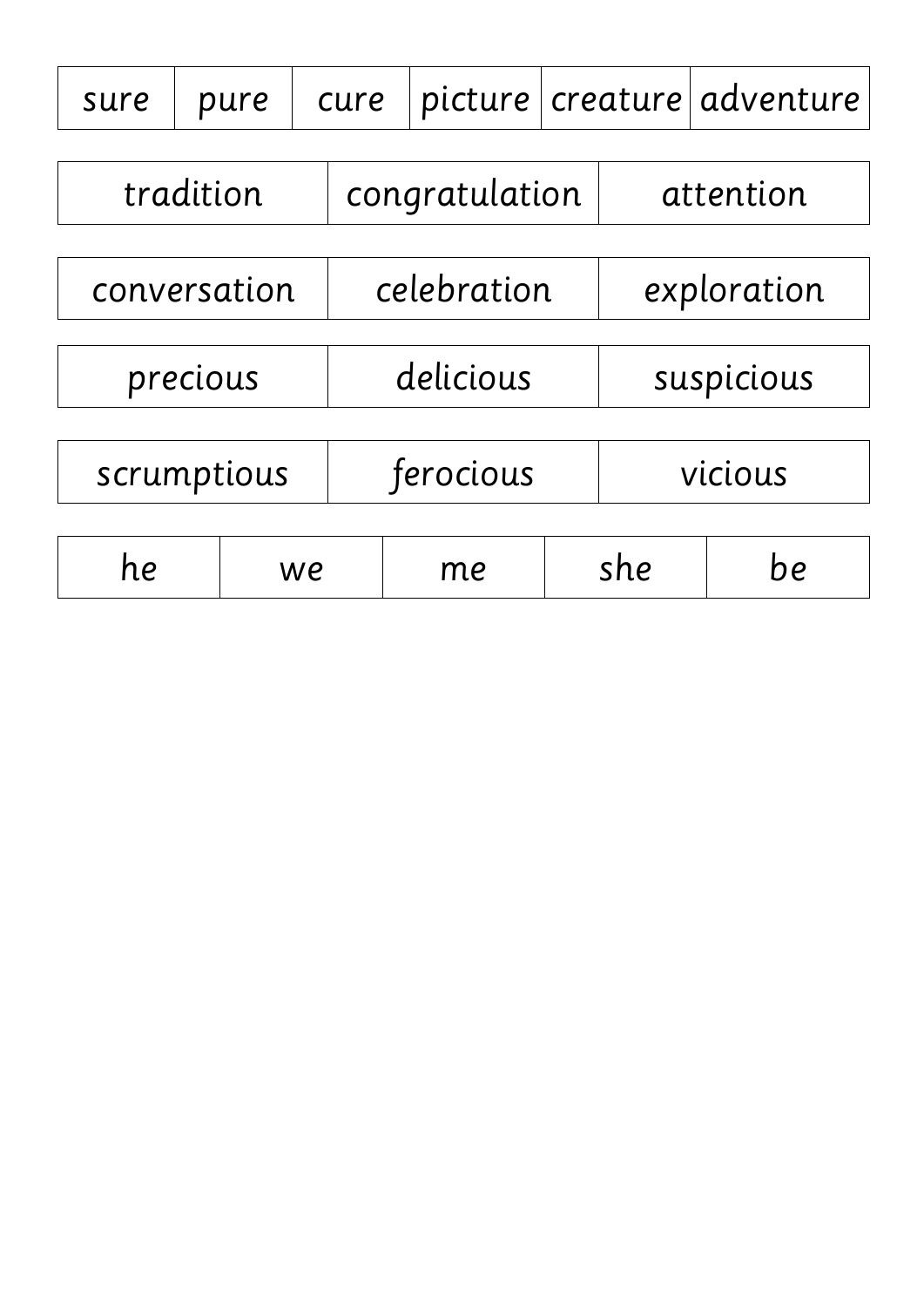| sure | pure | cure | picture | creature | adventure |
| --- | --- | --- | --- | --- | --- |

| tradition | congratulation | attention |
| --- | --- | --- |

| conversation | celebration | exploration |
| --- | --- | --- |

| precious | delicious | suspicious |
| --- | --- | --- |

| scrumptious | ferocious | vicious |
| --- | --- | --- |

| he | we | me | she | be |
| --- | --- | --- | --- | --- |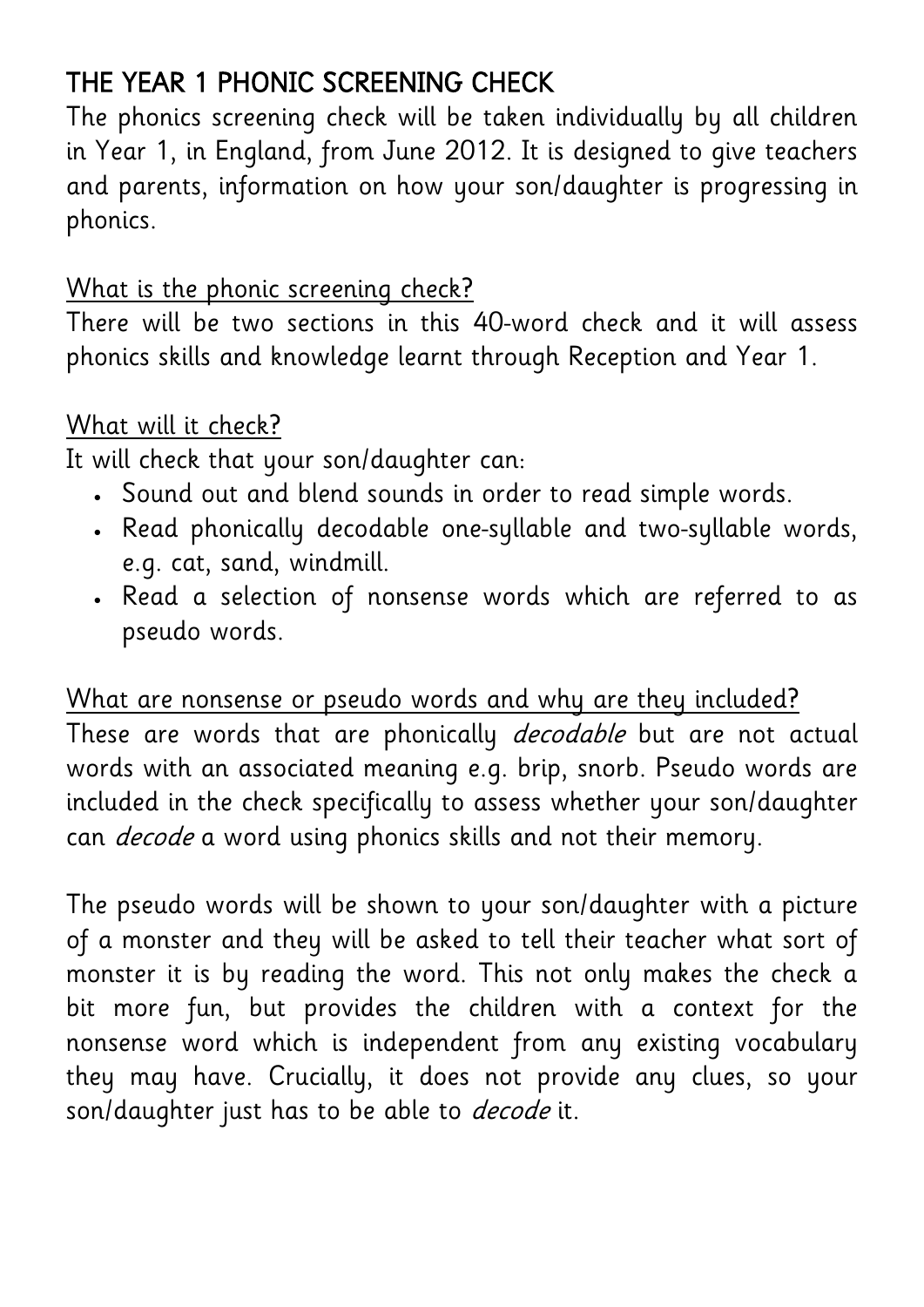# THE YEAR 1 PHONIC SCREENING CHECK

The phonics screening check will be taken individually by all children in Year 1, in England, from June 2012. It is designed to give teachers and parents, information on how your son/daughter is progressing in phonics.

## What is the phonic screening check?

There will be two sections in this 40-word check and it will assess phonics skills and knowledge learnt through Reception and Year 1.

## What will it check?

It will check that your son/daughter can:

- Sound out and blend sounds in order to read simple words.
- Read phonically decodable one-syllable and two-syllable words, e.g. cat, sand, windmill.
- Read a selection of nonsense words which are referred to as pseudo words.

## What are nonsense or pseudo words and why are they included?

These are words that are phonically *decodable* but are not actual words with an associated meaning e.g. brip, snorb. Pseudo words are included in the check specifically to assess whether your son/daughter can *decode* a word using phonics skills and not their memory.

The pseudo words will be shown to your son/daughter with a picture of a monster and they will be asked to tell their teacher what sort of monster it is by reading the word. This not only makes the check a bit more fun, but provides the children with a context for the nonsense word which is independent from any existing vocabulary they may have. Crucially, it does not provide any clues, so your son/daughter just has to be able to *decode* it.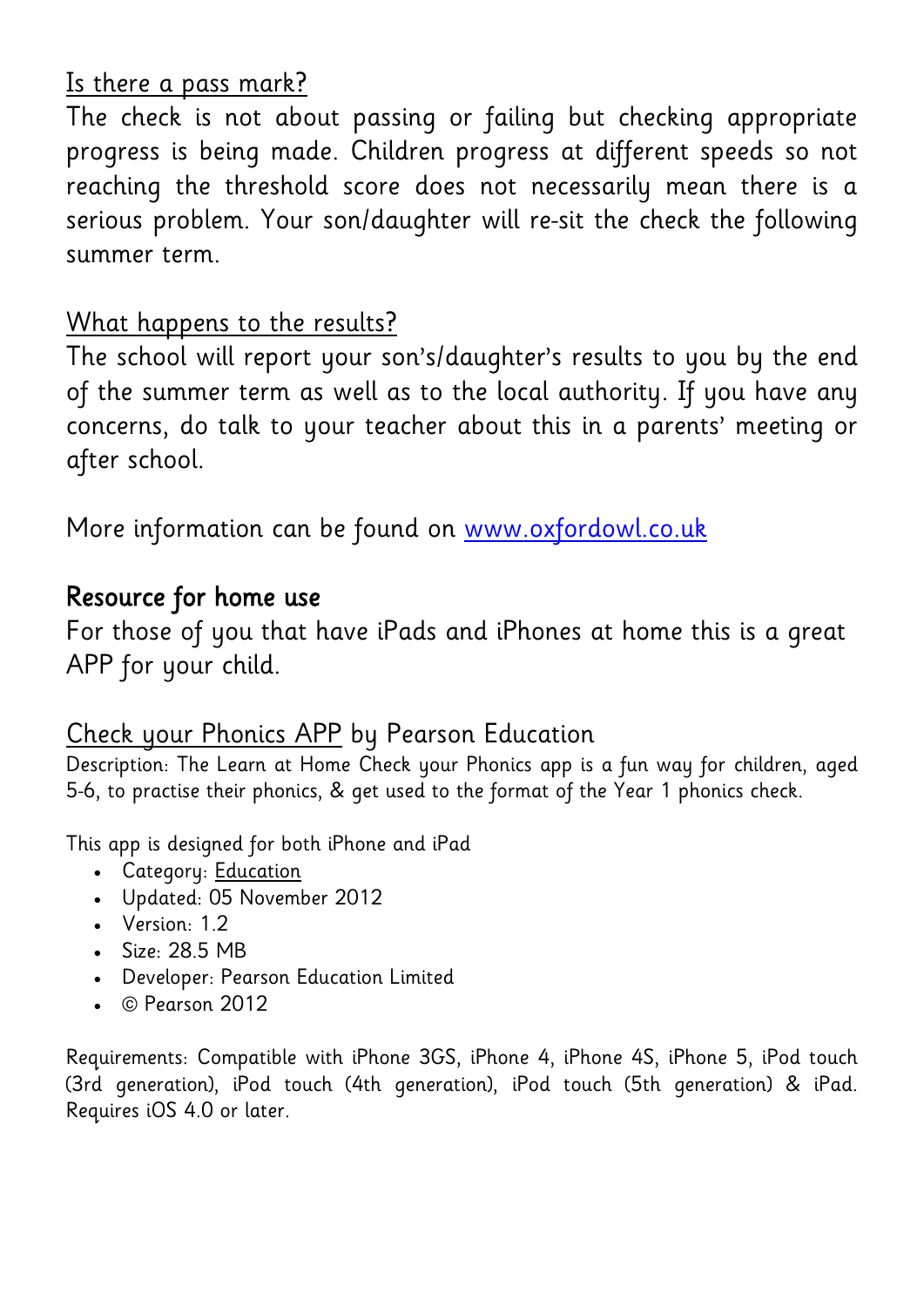Is there a pass mark?

The check is not about passing or failing but checking appropriate progress is being made. Children progress at different speeds so not reaching the threshold score does not necessarily mean there is a serious problem. Your son/daughter will re-sit the check the following summer term.

What happens to the results?

The school will report your son's/daughter's results to you by the end of the summer term as well as to the local authority. If you have any concerns, do talk to your teacher about this in a parents' meeting or after school.

More information can be found on www.oxfordowl.co.uk

## Resource for home use

For those of you that have iPads and iPhones at home this is a great APP for your child.

Check your Phonics APP by Pearson Education

Description: The Learn at Home Check your Phonics app is a fun way for children, aged 5-6, to practise their phonics, & get used to the format of the Year 1 phonics check.

This app is designed for both iPhone and iPad

- Category: Education
- Updated: 05 November 2012
- Version: 1.2
- Size: 28.5 MB
- Developer: Pearson Education Limited
- © Pearson 2012

Requirements: Compatible with iPhone 3GS, iPhone 4, iPhone 4S, iPhone 5, iPod touch (3rd generation), iPod touch (4th generation), iPod touch (5th generation) & iPad. Requires iOS 4.0 or later.